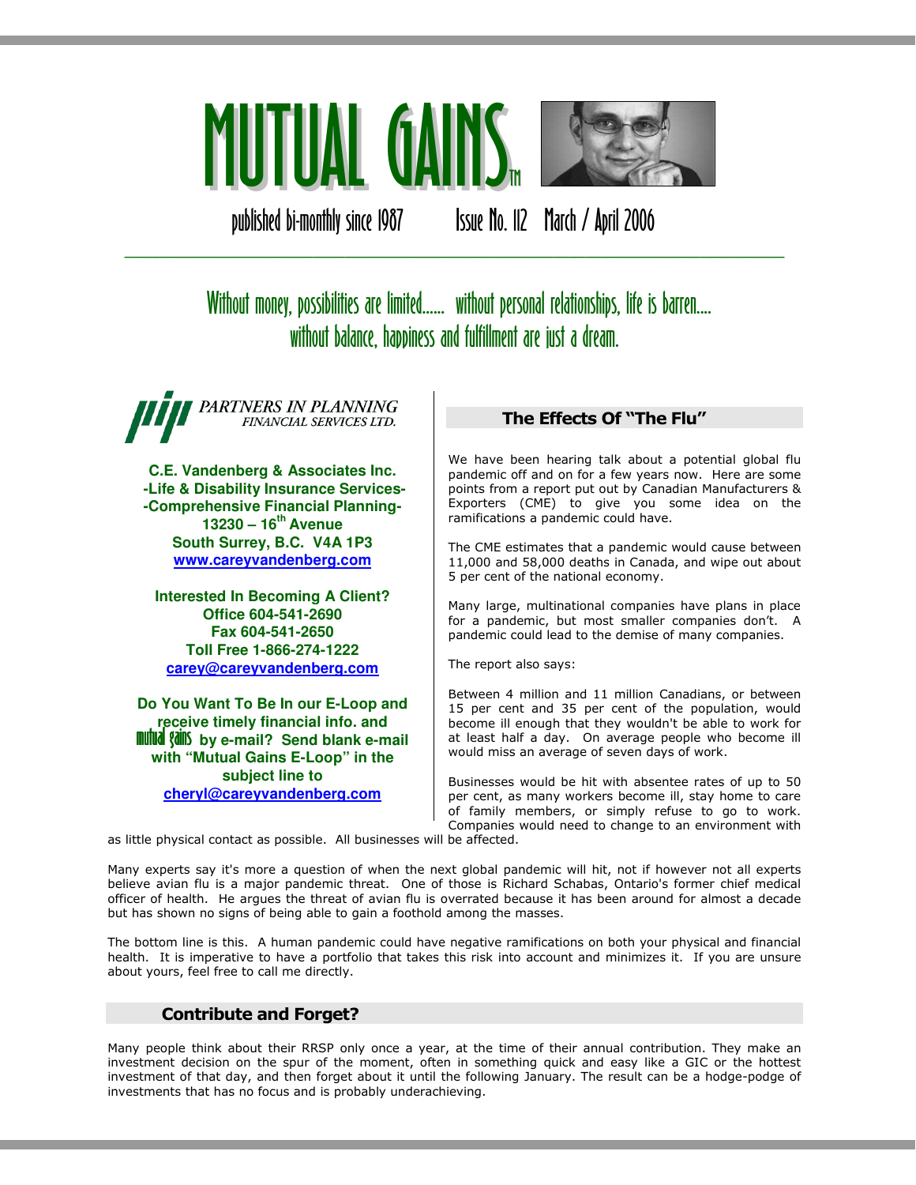# MUTUAL GAINS™

published bi-monthly since 1987 Issue No. 112 March / April 2006

Without money, possibilities are limited...... without personal relationships, life is barren.... without balance, happiness and fulfillment are just a dream.

**PARTNERS IN PLANNING FINANCIAL SERVICES LTD.**

**C.E. Vandenberg & Associates Inc.**
**-Life & Disability Insurance Services-**
**-Comprehensive Financial Planning-**
**13230 – 16th Avenue**
**South Surrey, B.C. V4A 1P3**
**www.careyvandenberg.com**

**Interested In Becoming A Client?**
**Office 604-541-2690**
**Fax 604-541-2650**
**Toll Free 1-866-274-1222**
**carey@careyvandenberg.com**

**Do You Want To Be In our E-Loop and receive timely financial info. and mutual gains by e-mail? Send blank e-mail with "Mutual Gains E-Loop" in the subject line to cheryl@careyvandenberg.com**

## The Effects Of "The Flu"

We have been hearing talk about a potential global flu pandemic off and on for a few years now. Here are some points from a report put out by Canadian Manufacturers & Exporters (CME) to give you some idea on the ramifications a pandemic could have.

The CME estimates that a pandemic would cause between 11,000 and 58,000 deaths in Canada, and wipe out about 5 per cent of the national economy.

Many large, multinational companies have plans in place for a pandemic, but most smaller companies don't. A pandemic could lead to the demise of many companies.

The report also says:

Between 4 million and 11 million Canadians, or between 15 per cent and 35 per cent of the population, would become ill enough that they wouldn't be able to work for at least half a day. On average people who become ill would miss an average of seven days of work.

Businesses would be hit with absentee rates of up to 50 per cent, as many workers become ill, stay home to care of family members, or simply refuse to go to work. Companies would need to change to an environment with as little physical contact as possible. All businesses will be affected.

Many experts say it's more a question of when the next global pandemic will hit, not if however not all experts believe avian flu is a major pandemic threat. One of those is Richard Schabas, Ontario's former chief medical officer of health. He argues the threat of avian flu is overrated because it has been around for almost a decade but has shown no signs of being able to gain a foothold among the masses.

The bottom line is this. A human pandemic could have negative ramifications on both your physical and financial health. It is imperative to have a portfolio that takes this risk into account and minimizes it. If you are unsure about yours, feel free to call me directly.

## Contribute and Forget?

Many people think about their RRSP only once a year, at the time of their annual contribution. They make an investment decision on the spur of the moment, often in something quick and easy like a GIC or the hottest investment of that day, and then forget about it until the following January. The result can be a hodge-podge of investments that has no focus and is probably underachieving.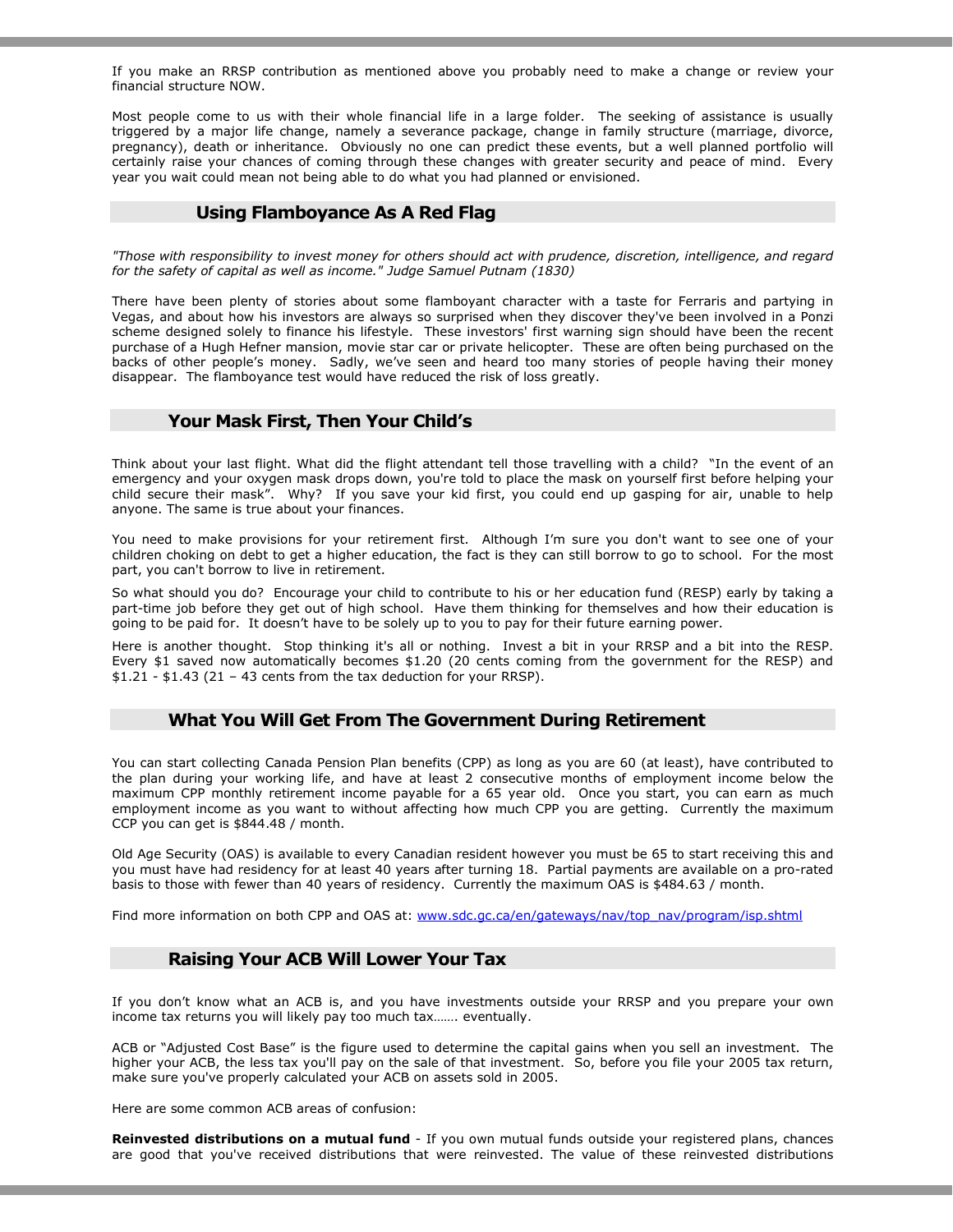If you make an RRSP contribution as mentioned above you probably need to make a change or review your financial structure NOW.

Most people come to us with their whole financial life in a large folder. The seeking of assistance is usually triggered by a major life change, namely a severance package, change in family structure (marriage, divorce, pregnancy), death or inheritance. Obviously no one can predict these events, but a well planned portfolio will certainly raise your chances of coming through these changes with greater security and peace of mind. Every year you wait could mean not being able to do what you had planned or envisioned.

## Using Flamboyance As A Red Flag

*"Those with responsibility to invest money for others should act with prudence, discretion, intelligence, and regard for the safety of capital as well as income." Judge Samuel Putnam (1830)*

There have been plenty of stories about some flamboyant character with a taste for Ferraris and partying in Vegas, and about how his investors are always so surprised when they discover they've been involved in a Ponzi scheme designed solely to finance his lifestyle. These investors' first warning sign should have been the recent purchase of a Hugh Hefner mansion, movie star car or private helicopter. These are often being purchased on the backs of other people's money. Sadly, we've seen and heard too many stories of people having their money disappear. The flamboyance test would have reduced the risk of loss greatly.

## Your Mask First, Then Your Child's

Think about your last flight. What did the flight attendant tell those travelling with a child? "In the event of an emergency and your oxygen mask drops down, you're told to place the mask on yourself first before helping your child secure their mask". Why? If you save your kid first, you could end up gasping for air, unable to help anyone. The same is true about your finances.

You need to make provisions for your retirement first. Although I'm sure you don't want to see one of your children choking on debt to get a higher education, the fact is they can still borrow to go to school. For the most part, you can't borrow to live in retirement.

So what should you do? Encourage your child to contribute to his or her education fund (RESP) early by taking a part-time job before they get out of high school. Have them thinking for themselves and how their education is going to be paid for. It doesn't have to be solely up to you to pay for their future earning power.

Here is another thought. Stop thinking it's all or nothing. Invest a bit in your RRSP and a bit into the RESP. Every $1 saved now automatically becomes $1.20 (20 cents coming from the government for the RESP) and $1.21 - $1.43 (21 – 43 cents from the tax deduction for your RRSP).

## What You Will Get From The Government During Retirement

You can start collecting Canada Pension Plan benefits (CPP) as long as you are 60 (at least), have contributed to the plan during your working life, and have at least 2 consecutive months of employment income below the maximum CPP monthly retirement income payable for a 65 year old. Once you start, you can earn as much employment income as you want to without affecting how much CPP you are getting. Currently the maximum CCP you can get is $844.48 / month.

Old Age Security (OAS) is available to every Canadian resident however you must be 65 to start receiving this and you must have had residency for at least 40 years after turning 18. Partial payments are available on a pro-rated basis to those with fewer than 40 years of residency. Currently the maximum OAS is $484.63 / month.

Find more information on both CPP and OAS at: [www.sdc.gc.ca/en/gateways/nav/top_nav/program/isp.shtml](http://www.sdc.gc.ca/en/gateways/nav/top_nav/program/isp.shtml)

## Raising Your ACB Will Lower Your Tax

If you don't know what an ACB is, and you have investments outside your RRSP and you prepare your own income tax returns you will likely pay too much tax……. eventually.

ACB or "Adjusted Cost Base" is the figure used to determine the capital gains when you sell an investment. The higher your ACB, the less tax you'll pay on the sale of that investment. So, before you file your 2005 tax return, make sure you've properly calculated your ACB on assets sold in 2005.

Here are some common ACB areas of confusion:

**Reinvested distributions on a mutual fund** - If you own mutual funds outside your registered plans, chances are good that you've received distributions that were reinvested. The value of these reinvested distributions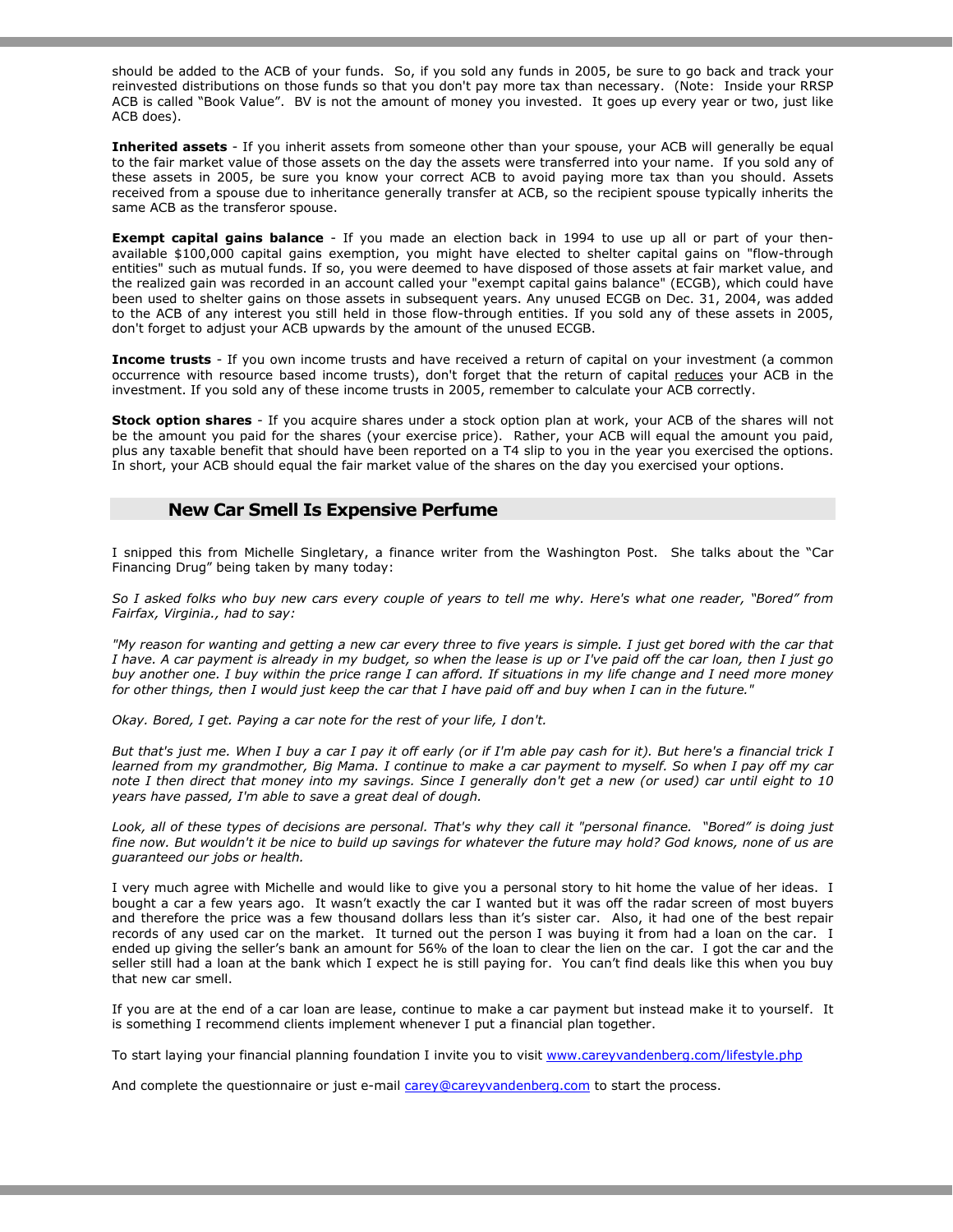should be added to the ACB of your funds. So, if you sold any funds in 2005, be sure to go back and track your reinvested distributions on those funds so that you don't pay more tax than necessary. (Note: Inside your RRSP ACB is called "Book Value". BV is not the amount of money you invested. It goes up every year or two, just like ACB does).

**Inherited assets** - If you inherit assets from someone other than your spouse, your ACB will generally be equal to the fair market value of those assets on the day the assets were transferred into your name. If you sold any of these assets in 2005, be sure you know your correct ACB to avoid paying more tax than you should. Assets received from a spouse due to inheritance generally transfer at ACB, so the recipient spouse typically inherits the same ACB as the transferor spouse.

**Exempt capital gains balance** - If you made an election back in 1994 to use up all or part of your then-available $100,000 capital gains exemption, you might have elected to shelter capital gains on "flow-through entities" such as mutual funds. If so, you were deemed to have disposed of those assets at fair market value, and the realized gain was recorded in an account called your "exempt capital gains balance" (ECGB), which could have been used to shelter gains on those assets in subsequent years. Any unused ECGB on Dec. 31, 2004, was added to the ACB of any interest you still held in those flow-through entities. If you sold any of these assets in 2005, don't forget to adjust your ACB upwards by the amount of the unused ECGB.

**Income trusts** - If you own income trusts and have received a return of capital on your investment (a common occurrence with resource based income trusts), don't forget that the return of capital reduces your ACB in the investment. If you sold any of these income trusts in 2005, remember to calculate your ACB correctly.

**Stock option shares** - If you acquire shares under a stock option plan at work, your ACB of the shares will not be the amount you paid for the shares (your exercise price). Rather, your ACB will equal the amount you paid, plus any taxable benefit that should have been reported on a T4 slip to you in the year you exercised the options. In short, your ACB should equal the fair market value of the shares on the day you exercised your options.

## New Car Smell Is Expensive Perfume

I snipped this from Michelle Singletary, a finance writer from the Washington Post. She talks about the "Car Financing Drug" being taken by many today:

*So I asked folks who buy new cars every couple of years to tell me why. Here's what one reader, "Bored" from Fairfax, Virginia., had to say:*

*"My reason for wanting and getting a new car every three to five years is simple. I just get bored with the car that I have. A car payment is already in my budget, so when the lease is up or I've paid off the car loan, then I just go buy another one. I buy within the price range I can afford. If situations in my life change and I need more money for other things, then I would just keep the car that I have paid off and buy when I can in the future."*

*Okay. Bored, I get. Paying a car note for the rest of your life, I don't.*

*But that's just me. When I buy a car I pay it off early (or if I'm able pay cash for it). But here's a financial trick I learned from my grandmother, Big Mama. I continue to make a car payment to myself. So when I pay off my car note I then direct that money into my savings. Since I generally don't get a new (or used) car until eight to 10 years have passed, I'm able to save a great deal of dough.*

*Look, all of these types of decisions are personal. That's why they call it "personal finance. "Bored" is doing just fine now. But wouldn't it be nice to build up savings for whatever the future may hold? God knows, none of us are guaranteed our jobs or health.*

I very much agree with Michelle and would like to give you a personal story to hit home the value of her ideas. I bought a car a few years ago. It wasn't exactly the car I wanted but it was off the radar screen of most buyers and therefore the price was a few thousand dollars less than it's sister car. Also, it had one of the best repair records of any used car on the market. It turned out the person I was buying it from had a loan on the car. I ended up giving the seller's bank an amount for 56% of the loan to clear the lien on the car. I got the car and the seller still had a loan at the bank which I expect he is still paying for. You can't find deals like this when you buy that new car smell.

If you are at the end of a car loan are lease, continue to make a car payment but instead make it to yourself. It is something I recommend clients implement whenever I put a financial plan together.

To start laying your financial planning foundation I invite you to visit www.careyvandenberg.com/lifestyle.php

And complete the questionnaire or just e-mail carey@careyvandenberg.com to start the process.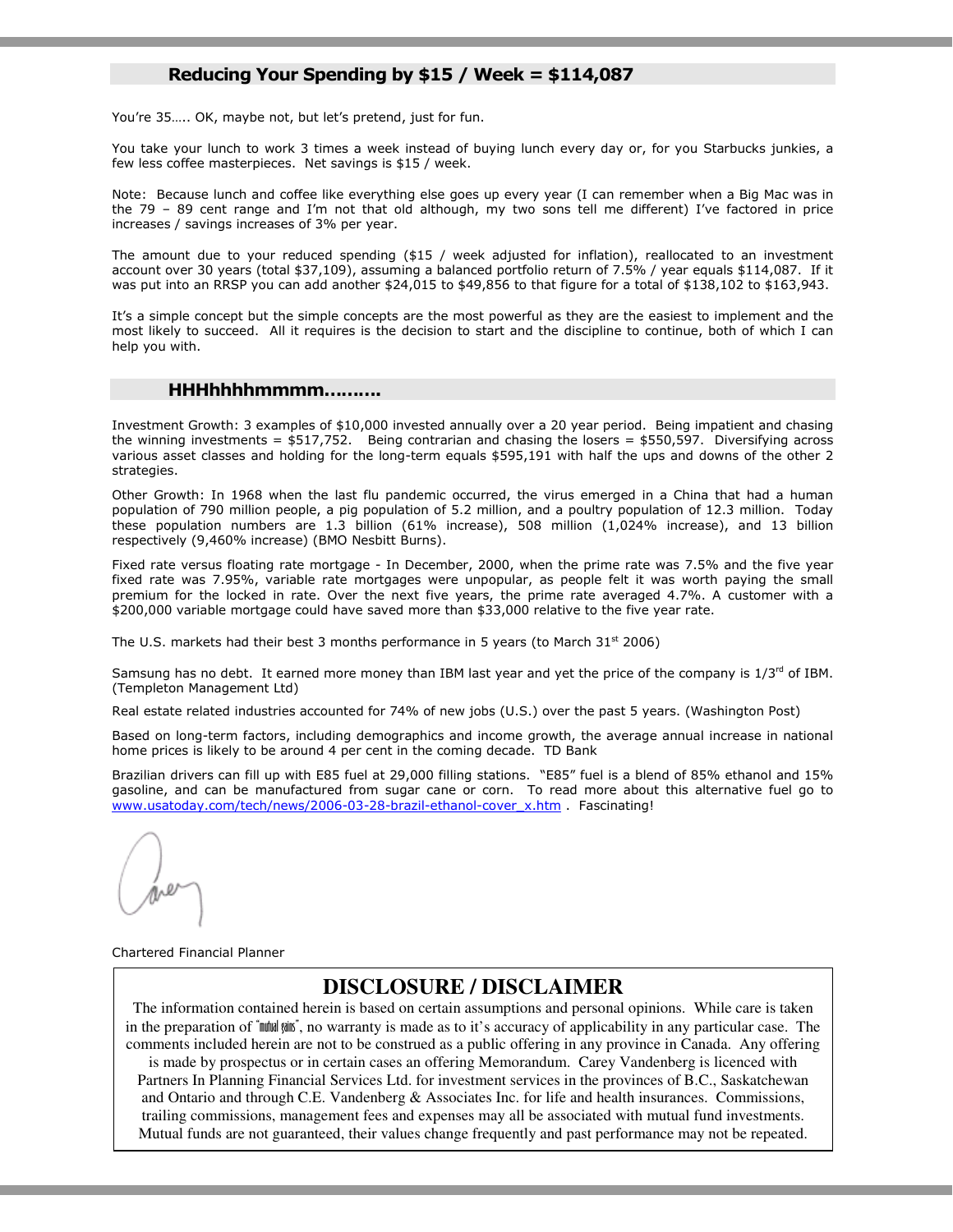## Reducing Your Spending by $15 / Week = $114,087

You're 35….. OK, maybe not, but let's pretend, just for fun.

You take your lunch to work 3 times a week instead of buying lunch every day or, for you Starbucks junkies, a few less coffee masterpieces. Net savings is $15 / week.

Note: Because lunch and coffee like everything else goes up every year (I can remember when a Big Mac was in the 79 – 89 cent range and I'm not that old although, my two sons tell me different) I've factored in price increases / savings increases of 3% per year.

The amount due to your reduced spending ($15 / week adjusted for inflation), reallocated to an investment account over 30 years (total $37,109), assuming a balanced portfolio return of 7.5% / year equals $114,087. If it was put into an RRSP you can add another $24,015 to $49,856 to that figure for a total of $138,102 to $163,943.

It's a simple concept but the simple concepts are the most powerful as they are the easiest to implement and the most likely to succeed. All it requires is the decision to start and the discipline to continue, both of which I can help you with.

## HHHhhhhmmmm……….

Investment Growth: 3 examples of $10,000 invested annually over a 20 year period. Being impatient and chasing the winning investments = $517,752. Being contrarian and chasing the losers = $550,597. Diversifying across various asset classes and holding for the long-term equals $595,191 with half the ups and downs of the other 2 strategies.

Other Growth: In 1968 when the last flu pandemic occurred, the virus emerged in a China that had a human population of 790 million people, a pig population of 5.2 million, and a poultry population of 12.3 million. Today these population numbers are 1.3 billion (61% increase), 508 million (1,024% increase), and 13 billion respectively (9,460% increase) (BMO Nesbitt Burns).

Fixed rate versus floating rate mortgage - In December, 2000, when the prime rate was 7.5% and the five year fixed rate was 7.95%, variable rate mortgages were unpopular, as people felt it was worth paying the small premium for the locked in rate. Over the next five years, the prime rate averaged 4.7%. A customer with a $200,000 variable mortgage could have saved more than $33,000 relative to the five year rate.

The U.S. markets had their best 3 months performance in 5 years (to March 31st 2006)

Samsung has no debt. It earned more money than IBM last year and yet the price of the company is 1/3rd of IBM. (Templeton Management Ltd)

Real estate related industries accounted for 74% of new jobs (U.S.) over the past 5 years. (Washington Post)

Based on long-term factors, including demographics and income growth, the average annual increase in national home prices is likely to be around 4 per cent in the coming decade. TD Bank

Brazilian drivers can fill up with E85 fuel at 29,000 filling stations. "E85" fuel is a blend of 85% ethanol and 15% gasoline, and can be manufactured from sugar cane or corn. To read more about this alternative fuel go to www.usatoday.com/tech/news/2006-03-28-brazil-ethanol-cover_x.htm . Fascinating!

Carey

Chartered Financial Planner

**DISCLOSURE / DISCLAIMER**

The information contained herein is based on certain assumptions and personal opinions. While care is taken in the preparation of "mutual gains", no warranty is made as to it's accuracy of applicability in any particular case. The comments included herein are not to be construed as a public offering in any province in Canada. Any offering is made by prospectus or in certain cases an offering Memorandum. Carey Vandenberg is licenced with Partners In Planning Financial Services Ltd. for investment services in the provinces of B.C., Saskatchewan and Ontario and through C.E. Vandenberg & Associates Inc. for life and health insurances. Commissions, trailing commissions, management fees and expenses may all be associated with mutual fund investments. Mutual funds are not guaranteed, their values change frequently and past performance may not be repeated.